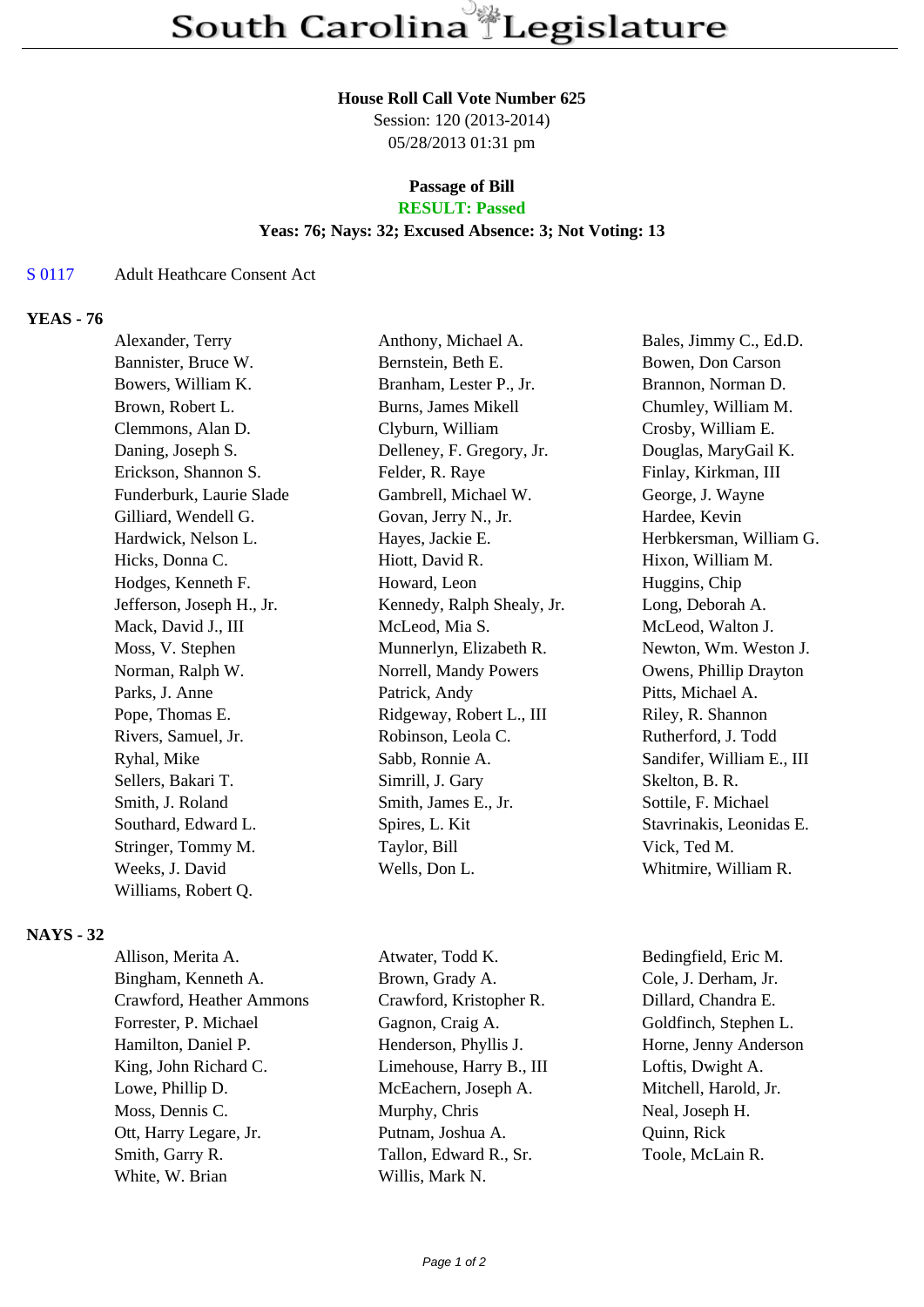# South Carolina Legislature

**House Roll Call Vote Number 625**
Session: 120 (2013-2014)
05/28/2013 01:31 pm

**Passage of Bill**
**RESULT: Passed**
**Yeas: 76; Nays: 32; Excused Absence: 3; Not Voting: 13**

S 0117 Adult Heathcare Consent Act

## YEAS - 76

| | | |
|---|---|---|
| Alexander, Terry | Anthony, Michael A. | Bales, Jimmy C., Ed.D. |
| Bannister, Bruce W. | Bernstein, Beth E. | Bowen, Don Carson |
| Bowers, William K. | Branham, Lester P., Jr. | Brannon, Norman D. |
| Brown, Robert L. | Burns, James Mikell | Chumley, William M. |
| Clemmons, Alan D. | Clyburn, William | Crosby, William E. |
| Daning, Joseph S. | Delleney, F. Gregory, Jr. | Douglas, MaryGail K. |
| Erickson, Shannon S. | Felder, R. Raye | Finlay, Kirkman, III |
| Funderburk, Laurie Slade | Gambrell, Michael W. | George, J. Wayne |
| Gilliard, Wendell G. | Govan, Jerry N., Jr. | Hardee, Kevin |
| Hardwick, Nelson L. | Hayes, Jackie E. | Herbkersman, William G. |
| Hicks, Donna C. | Hiott, David R. | Hixon, William M. |
| Hodges, Kenneth F. | Howard, Leon | Huggins, Chip |
| Jefferson, Joseph H., Jr. | Kennedy, Ralph Shealy, Jr. | Long, Deborah A. |
| Mack, David J., III | McLeod, Mia S. | McLeod, Walton J. |
| Moss, V. Stephen | Munnerlyn, Elizabeth R. | Newton, Wm. Weston J. |
| Norman, Ralph W. | Norrell, Mandy Powers | Owens, Phillip Drayton |
| Parks, J. Anne | Patrick, Andy | Pitts, Michael A. |
| Pope, Thomas E. | Ridgeway, Robert L., III | Riley, R. Shannon |
| Rivers, Samuel, Jr. | Robinson, Leola C. | Rutherford, J. Todd |
| Ryhal, Mike | Sabb, Ronnie A. | Sandifer, William E., III |
| Sellers, Bakari T. | Simrill, J. Gary | Skelton, B. R. |
| Smith, J. Roland | Smith, James E., Jr. | Sottile, F. Michael |
| Southard, Edward L. | Spires, L. Kit | Stavrinakis, Leonidas E. |
| Stringer, Tommy M. | Taylor, Bill | Vick, Ted M. |
| Weeks, J. David | Wells, Don L. | Whitmire, William R. |
| Williams, Robert Q. | | |

## NAYS - 32

| | | |
|---|---|---|
| Allison, Merita A. | Atwater, Todd K. | Bedingfield, Eric M. |
| Bingham, Kenneth A. | Brown, Grady A. | Cole, J. Derham, Jr. |
| Crawford, Heather Ammons | Crawford, Kristopher R. | Dillard, Chandra E. |
| Forrester, P. Michael | Gagnon, Craig A. | Goldfinch, Stephen L. |
| Hamilton, Daniel P. | Henderson, Phyllis J. | Horne, Jenny Anderson |
| King, John Richard C. | Limehouse, Harry B., III | Loftis, Dwight A. |
| Lowe, Phillip D. | McEachern, Joseph A. | Mitchell, Harold, Jr. |
| Moss, Dennis C. | Murphy, Chris | Neal, Joseph H. |
| Ott, Harry Legare, Jr. | Putnam, Joshua A. | Quinn, Rick |
| Smith, Garry R. | Tallon, Edward R., Sr. | Toole, McLain R. |
| White, W. Brian | Willis, Mark N. | |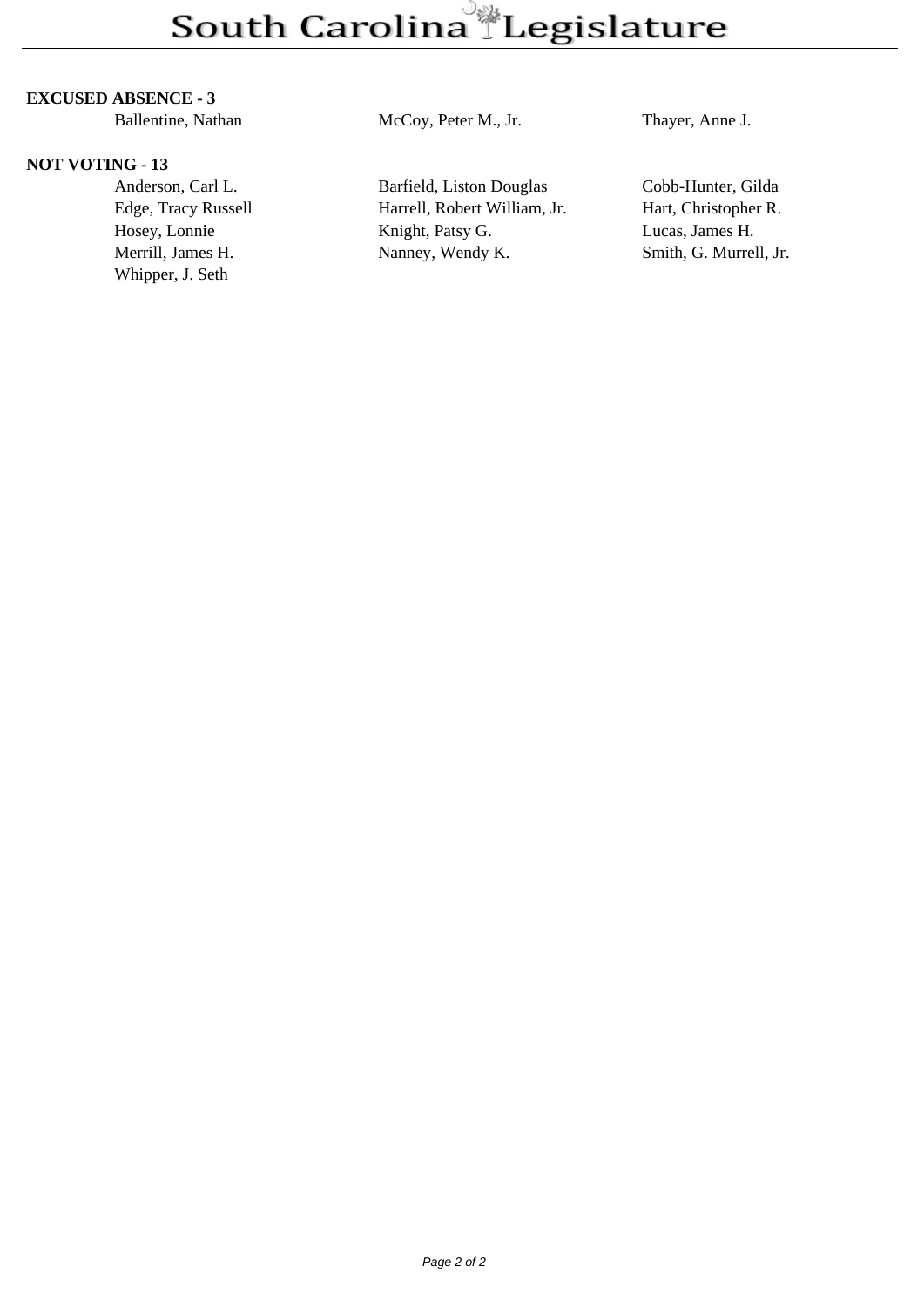**EXCUSED ABSENCE - 3**

| | | |
|---|---|---|
| Ballentine, Nathan | McCoy, Peter M., Jr. | Thayer, Anne J. |

**NOT VOTING - 13**

| | | |
|---|---|---|
| Anderson, Carl L. | Barfield, Liston Douglas | Cobb-Hunter, Gilda |
| Edge, Tracy Russell | Harrell, Robert William, Jr. | Hart, Christopher R. |
| Hosey, Lonnie | Knight, Patsy G. | Lucas, James H. |
| Merrill, James H. | Nanney, Wendy K. | Smith, G. Murrell, Jr. |
| Whipper, J. Seth | | |